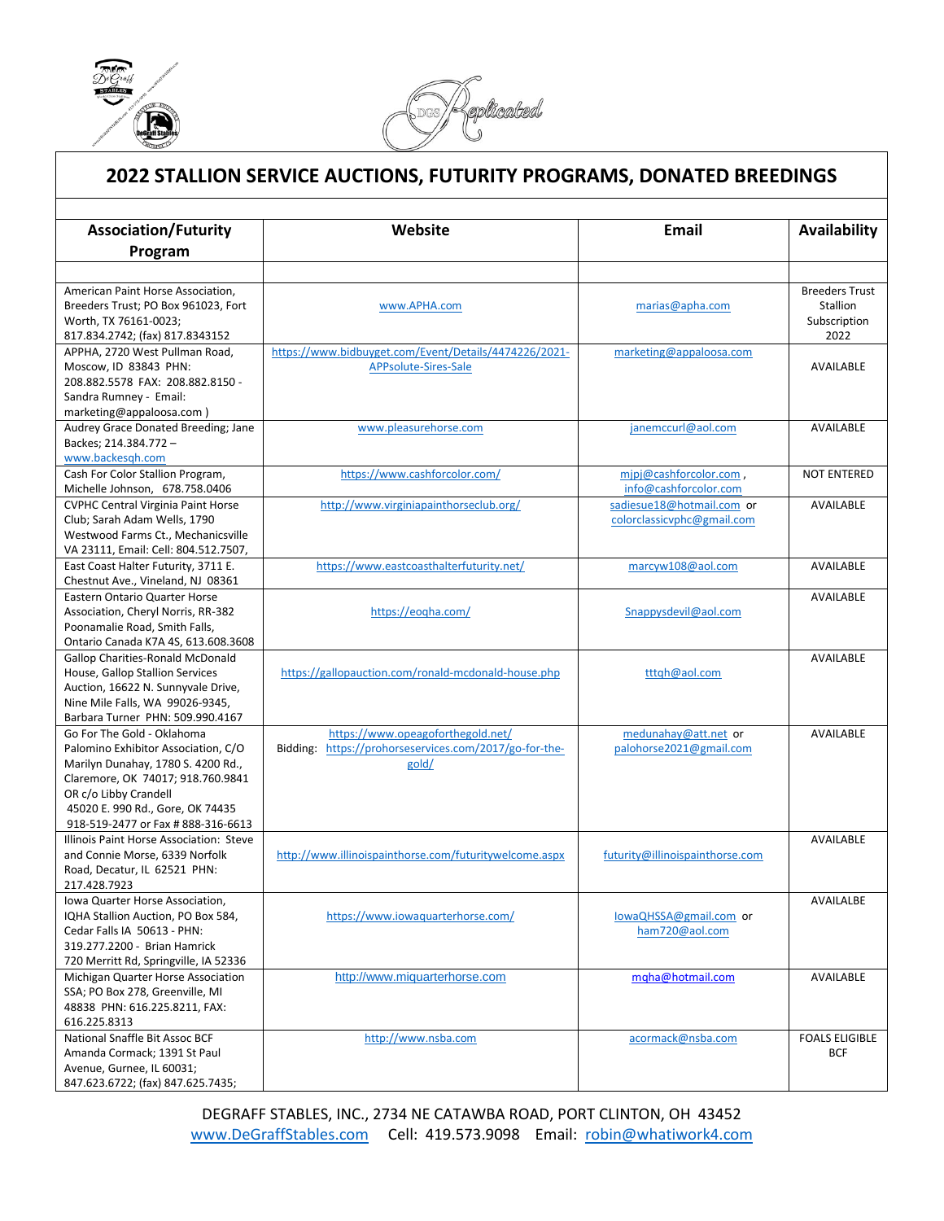# 2022 STALLION SERVICE AUCTIONS, FUTURITY PROGRAMS, DONATED BREEDINGS

| Association/Futurity Program | Website | Email | Availability |
|---|---|---|---|
| | | | |
| American Paint Horse Association, Breeders Trust; PO Box 961023, Fort Worth, TX 76161-0023; 817.834.2742; (fax) 817.8343152 | www.APHA.com | marias@apha.com | Breeders Trust Stallion Subscription 2022 |
| APPHA, 2720 West Pullman Road, Moscow, ID 83843 PHN: 208.882.5578 FAX: 208.882.8150 - Sandra Rumney - Email: marketing@appaloosa.com ) | https://www.bidbuyget.com/Event/Details/4474226/2021-APPsolute-Sires-Sale | marketing@appaloosa.com | AVAILABLE |
| Audrey Grace Donated Breeding; Jane Backes; 214.384.772 – www.backesqh.com | www.pleasurehorse.com | janemccurl@aol.com | AVAILABLE |
| Cash For Color Stallion Program, Michelle Johnson, 678.758.0406 | https://www.cashforcolor.com/ | mjpj@cashforcolor.com , info@cashforcolor.com | NOT ENTERED |
| CVPHC Central Virginia Paint Horse Club; Sarah Adam Wells, 1790 Westwood Farms Ct., Mechanicsville VA 23111, Email: Cell: 804.512.7507, | http://www.virginiapainthorseclub.org/ | sadiesue18@hotmail.com or colorclassicvphc@gmail.com | AVAILABLE |
| East Coast Halter Futurity, 3711 E. Chestnut Ave., Vineland, NJ 08361 | https://www.eastcoasthalterfuturity.net/ | marcyw108@aol.com | AVAILABLE |
| Eastern Ontario Quarter Horse Association, Cheryl Norris, RR-382 Poonamalie Road, Smith Falls, Ontario Canada K7A 4S, 613.608.3608 | https://eoqha.com/ | Snappysdevil@aol.com | AVAILABLE |
| Gallop Charities-Ronald McDonald House, Gallop Stallion Services Auction, 16622 N. Sunnyvale Drive, Nine Mile Falls, WA 99026-9345, Barbara Turner PHN: 509.990.4167 | https://gallopauction.com/ronald-mcdonald-house.php | tttqh@aol.com | AVAILABLE |
| Go For The Gold - Oklahoma Palomino Exhibitor Association, C/O Marilyn Dunahay, 1780 S. 4200 Rd., Claremore, OK 74017; 918.760.9841 OR c/o Libby Crandell 45020 E. 990 Rd., Gore, OK 74435 918-519-2477 or Fax # 888-316-6613 | https://www.opeagoforthegold.net/ Bidding: https://prohorseservices.com/2017/go-for-the-gold/ | medunahay@att.net or palohorse2021@gmail.com | AVAILABLE |
| Illinois Paint Horse Association: Steve and Connie Morse, 6339 Norfolk Road, Decatur, IL 62521 PHN: 217.428.7923 | http://www.illinoispainthorse.com/futuritywelcome.aspx | futurity@illinoispainthorse.com | AVAILABLE |
| Iowa Quarter Horse Association, IQHA Stallion Auction, PO Box 584, Cedar Falls IA 50613 - PHN: 319.277.2200 - Brian Hamrick 720 Merritt Rd, Springville, IA 52336 | https://www.iowaquarterhorse.com/ | IowaQHSSA@gmail.com or ham720@aol.com | AVAILALBE |
| Michigan Quarter Horse Association SSA; PO Box 278, Greenville, MI 48838 PHN: 616.225.8211, FAX: 616.225.8313 | http://www.miquarterhorse.com | mqha@hotmail.com | AVAILABLE |
| National Snaffle Bit Assoc BCF Amanda Cormack; 1391 St Paul Avenue, Gurnee, IL 60031; 847.623.6722; (fax) 847.625.7435; | http://www.nsba.com | acormack@nsba.com | FOALS ELIGIBLE BCF |

DEGRAFF STABLES, INC., 2734 NE CATAWBA ROAD, PORT CLINTON, OH 43452
www.DeGraffStables.com Cell: 419.573.9098 Email: robin@whatiwork4.com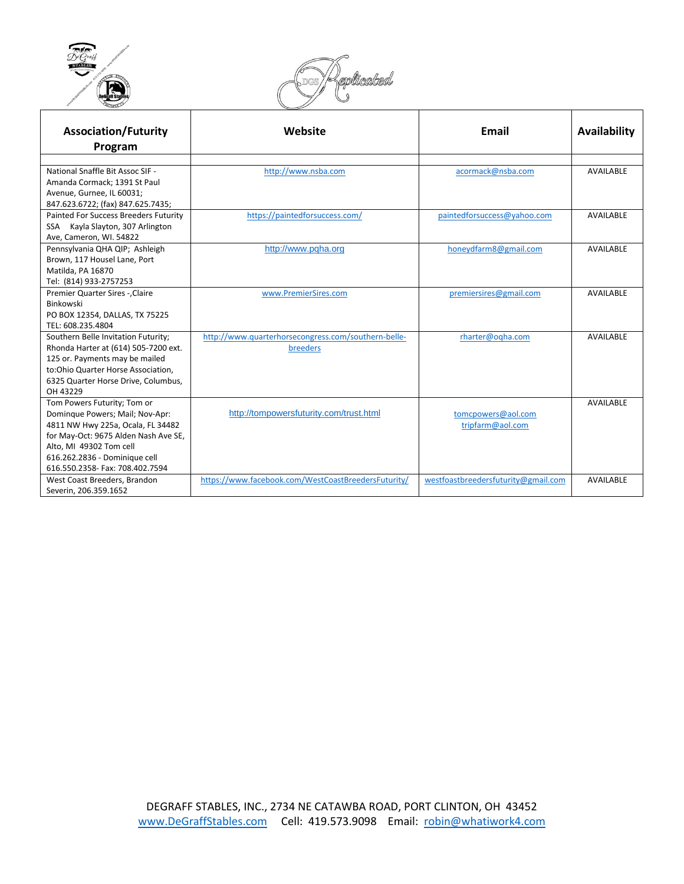| Association/Futurity Program | Website | Email | Availability |
|---|---|---|---|
| | | | |
| National Snaffle Bit Assoc SIF - Amanda Cormack; 1391 St Paul Avenue, Gurnee, IL 60031; 847.623.6722; (fax) 847.625.7435; | http://www.nsba.com | acormack@nsba.com | AVAILABLE |
| Painted For Success Breeders Futurity SSA Kayla Slayton, 307 Arlington Ave, Cameron, WI. 54822 | https://paintedforsuccess.com/ | paintedforsuccess@yahoo.com | AVAILABLE |
| Pennsylvania QHA QIP; Ashleigh Brown, 117 Housel Lane, Port Matilda, PA 16870 Tel: (814) 933-2757253 | http://www.pqha.org | honeydfarm8@gmail.com | AVAILABLE |
| Premier Quarter Sires -,Claire Binkowski PO BOX 12354, DALLAS, TX 75225 TEL: 608.235.4804 | www.PremierSires.com | premiersires@gmail.com | AVAILABLE |
| Southern Belle Invitation Futurity; Rhonda Harter at (614) 505-7200 ext. 125 or. Payments may be mailed to:Ohio Quarter Horse Association, 6325 Quarter Horse Drive, Columbus, OH 43229 | http://www.quarterhorsecongress.com/southern-belle-breeders | rharter@oqha.com | AVAILABLE |
| Tom Powers Futurity; Tom or Dominque Powers; Mail; Nov-Apr: 4811 NW Hwy 225a, Ocala, FL 34482 for May-Oct: 9675 Alden Nash Ave SE, Alto, MI 49302 Tom cell 616.262.2836 - Dominique cell 616.550.2358- Fax: 708.402.7594 | http://tompowersfuturity.com/trust.html | tomcpowers@aol.com tripfarm@aol.com | AVAILABLE |
| West Coast Breeders, Brandon Severin, 206.359.1652 | https://www.facebook.com/WestCoastBreedersFuturity/ | westfoastbreedersfuturity@gmail.com | AVAILABLE |

DEGRAFF STABLES, INC., 2734 NE CATAWBA ROAD, PORT CLINTON, OH 43452
www.DeGraffStables.com Cell: 419.573.9098 Email: robin@whatiwork4.com